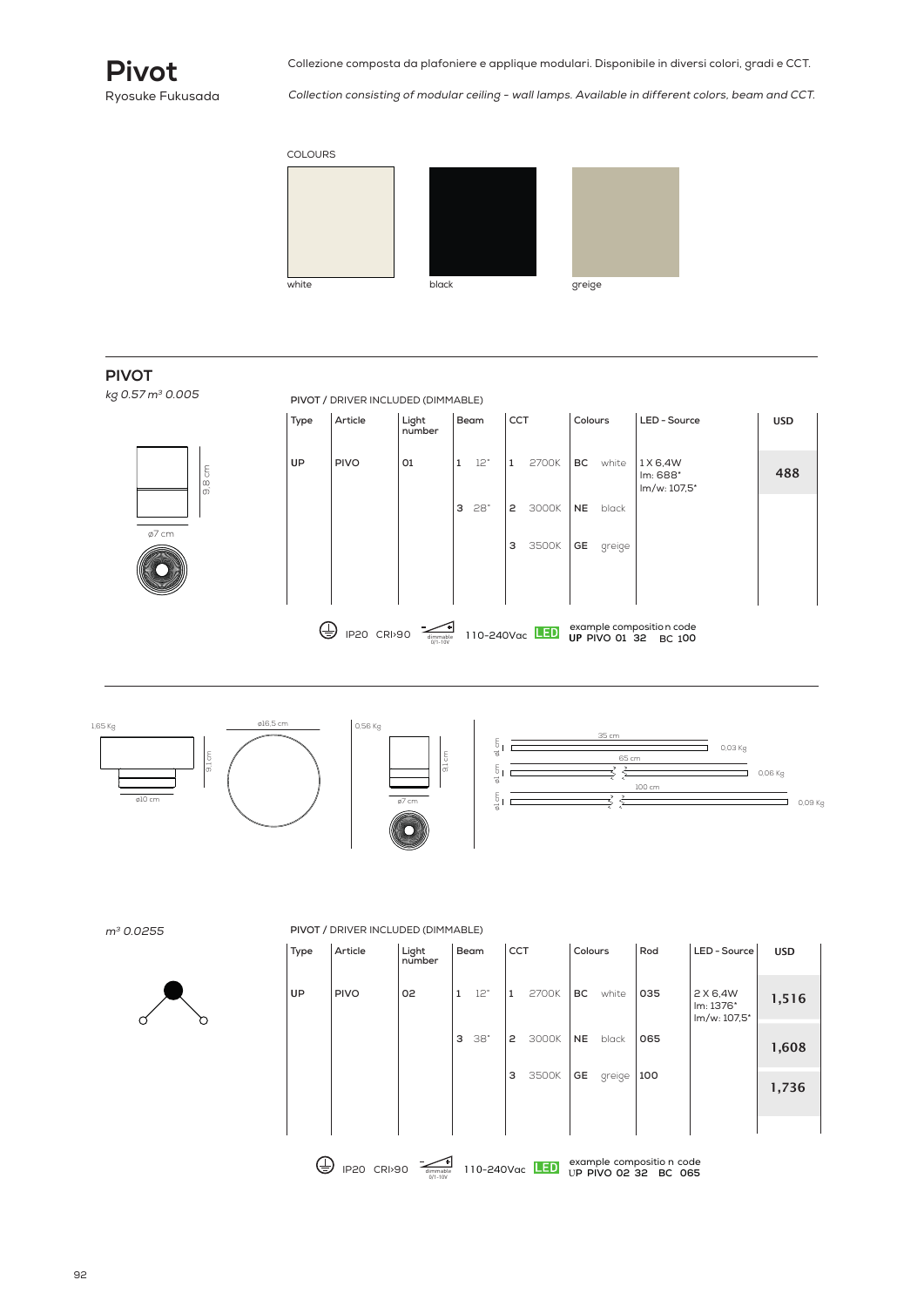# Pivot

Ryosuke Fukusada

Collezione composta da plafoniere e applique modulari. Disponibile in diversi colori, gradi e CCT.

*Collection consisting of modular ceiling - wall lamps. Available in different colors, beam and CCT.*

COLOURS

white

black

greige

## PIVOT

*kg 0.57 m³ 0.005*

9,8 cm

ø7 cm

PIVOT / DRIVER INCLUDED (DIMMABLE)

| Type | Article | Light number | Beam | | CCT | | Colours | | LED - Source | USD |
|---|---|---|---|---|---|---|---|---|---|---|
| UP | PIVO | 01 | 1 | 12° | 1 | 2700K | BC | white | 1 X 6,4W Im: 688* lm/w: 107,5* | 488 |
| | | | 3 | 28° | 2 | 3000K | NE | black | | |
| | | | | | 3 | 3500K | GE | greige | | |

IP20 CRI›90 dimmable 0/1-10V 110-240Vac LED example composition code **UP PIVO 01 32 BC 100**

1,65 Kg 9,1 cm ø10 cm ø16,5 cm

0,56 Kg 9,1 cm ø7 cm

ø1 cm 35 cm 0,03 Kg

ø1 cm 65 cm 0,06 Kg

ø1 cm 100 cm 0,09 Kg

*m³ 0.0255*

PIVOT / DRIVER INCLUDED (DIMMABLE)

| Type | Article | Light number | Beam | | CCT | | Colours | | Rod | LED - Source | USD |
|---|---|---|---|---|---|---|---|---|---|---|---|
| UP | PIVO | 02 | 1 | 12° | 1 | 2700K | BC | white | 035 | 2 X 6,4W Im: 1376* lm/w: 107,5* | 1,516 |
| | | | 3 | 38° | 2 | 3000K | NE | black | 065 | | 1,608 |
| | | | | | 3 | 3500K | GE | greige | 100 | | 1,736 |

IP20 CRI›90 dimmable 0/1-10V 110-240Vac LED example composition code **UP PIVO 02 32 BC 065**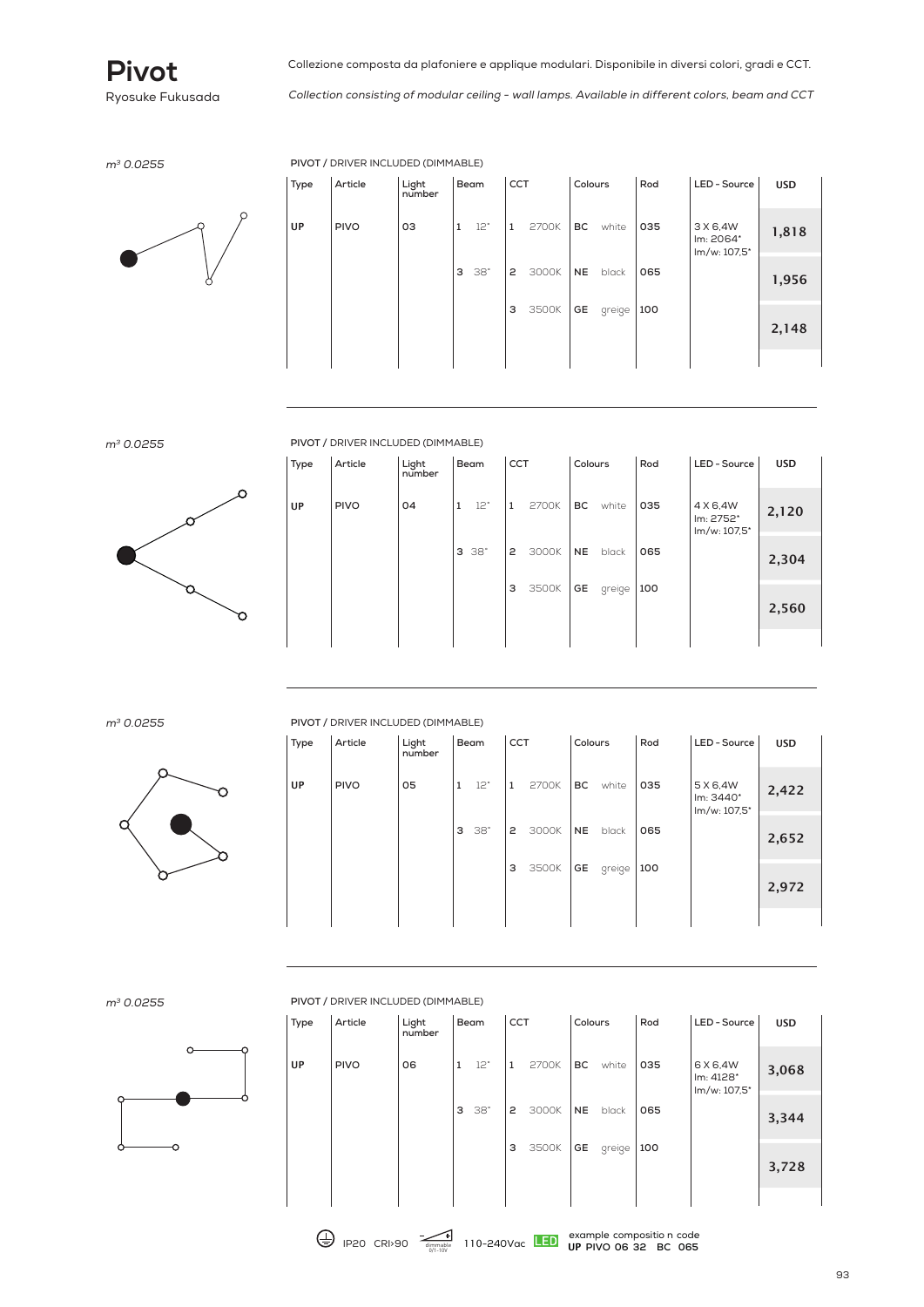# Pivot

Ryosuke Fukusada

Collezione composta da plafoniere e applique modulari. Disponibile in diversi colori, gradi e CCT.

*Collection consisting of modular ceiling - wall lamps. Available in different colors, beam and CCT*

*m³ 0.0255*

PIVOT / DRIVER INCLUDED (DIMMABLE)

| Type | Article | Light number | Beam | CCT | Colours | Rod | LED - Source | USD |
|---|---|---|---|---|---|---|---|---|
| UP | PIVO | 03 | 1 12° | 1 2700K | BC white | 035 | 3 X 6,4W lm: 2064* lm/w: 107,5* | 1,818 |
| | | | 3 38° | 2 3000K | NE black | 065 | | 1,956 |
| | | | | 3 3500K | GE greige | 100 | | 2,148 |

*m³ 0.0255*

PIVOT / DRIVER INCLUDED (DIMMABLE)

| Type | Article | Light number | Beam | CCT | Colours | Rod | LED - Source | USD |
|---|---|---|---|---|---|---|---|---|
| UP | PIVO | 04 | 1 12° | 1 2700K | BC white | 035 | 4 X 6,4W lm: 2752* lm/w: 107,5* | 2,120 |
| | | | 3 38° | 2 3000K | NE black | 065 | | 2,304 |
| | | | | 3 3500K | GE greige | 100 | | 2,560 |

*m³ 0.0255*

PIVOT / DRIVER INCLUDED (DIMMABLE)

| Type | Article | Light number | Beam | CCT | Colours | Rod | LED - Source | USD |
|---|---|---|---|---|---|---|---|---|
| UP | PIVO | 05 | 1 12° | 1 2700K | BC white | 035 | 5 X 6,4W lm: 3440* lm/w: 107,5* | 2,422 |
| | | | 3 38° | 2 3000K | NE black | 065 | | 2,652 |
| | | | | 3 3500K | GE greige | 100 | | 2,972 |

*m³ 0.0255*

PIVOT / DRIVER INCLUDED (DIMMABLE)

| Type | Article | Light number | Beam | CCT | Colours | Rod | LED - Source | USD |
|---|---|---|---|---|---|---|---|---|
| UP | PIVO | 06 | 1 12° | 1 2700K | BC white | 035 | 6 X 6,4W lm: 4128* lm/w: 107,5* | 3,068 |
| | | | 3 38° | 2 3000K | NE black | 065 | | 3,344 |
| | | | | 3 3500K | GE greige | 100 | | 3,728 |

IP20 CRI>90 dimmable 0/1-10V 110-240Vac LED

example compositio n code
**UP PIVO 06 32 BC 065**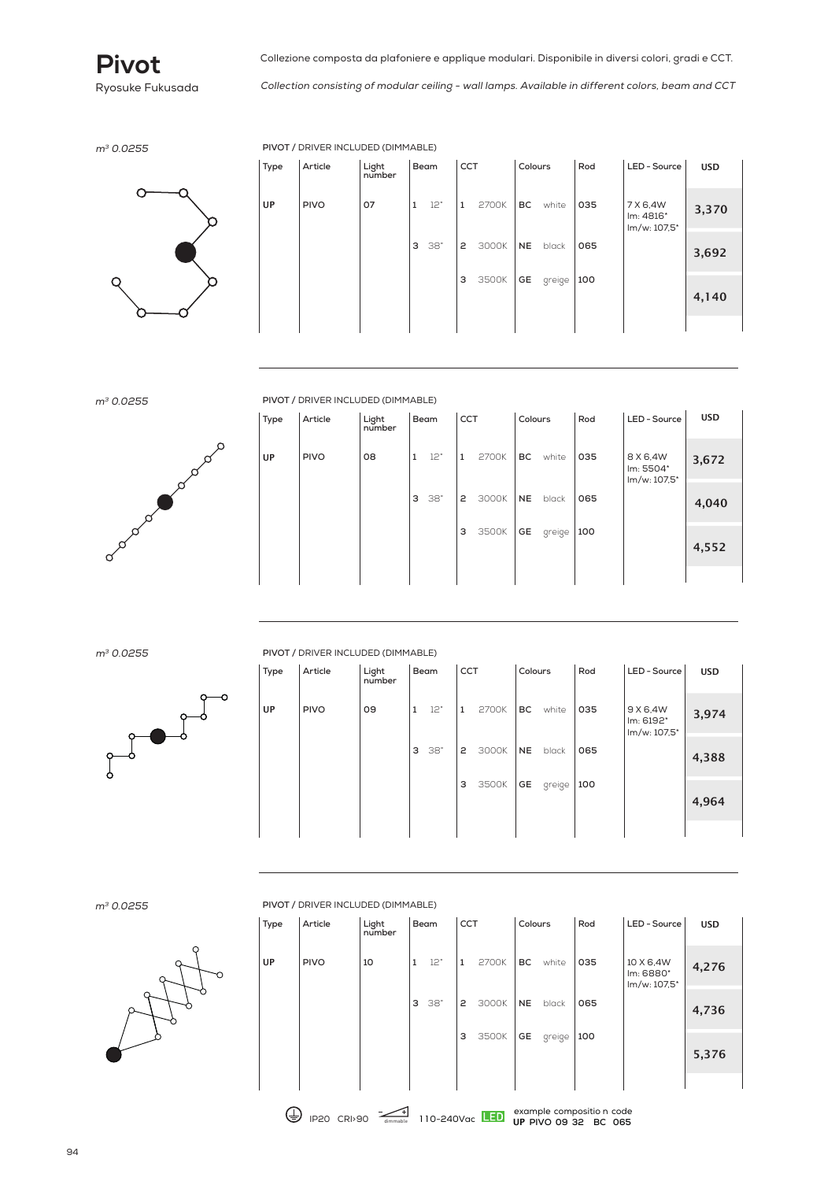# Pivot

Ryosuke Fukusada

Collezione composta da plafoniere e applique modulari. Disponibile in diversi colori, gradi e CCT.

*Collection consisting of modular ceiling - wall lamps. Available in different colors, beam and CCT*

*$m^3$ 0.0255*

PIVOT / DRIVER INCLUDED (DIMMABLE)

| Type | Article | Light number | Beam | | CCT | | Colours | | Rod | LED - Source | USD |
|---|---|---|---|---|---|---|---|---|---|---|---|
| UP | PIVO | 07 | 1 | 12° | 1 | 2700K | BC | white | 035 | 7 X 6,4W<br>lm: 4816*<br>lm/w: 107,5* | 3,370 |
| | | | 3 | 38° | 2 | 3000K | NE | black | 065 | | 3,692 |
| | | | | | 3 | 3500K | GE | greige | 100 | | 4,140 |

*$m^3$ 0.0255*

PIVOT / DRIVER INCLUDED (DIMMABLE)

| Type | Article | Light number | Beam | | CCT | | Colours | | Rod | LED - Source | USD |
|---|---|---|---|---|---|---|---|---|---|---|---|
| UP | PIVO | 08 | 1 | 12° | 1 | 2700K | BC | white | 035 | 8 X 6,4W<br>lm: 5504*<br>lm/w: 107,5* | 3,672 |
| | | | 3 | 38° | 2 | 3000K | NE | black | 065 | | 4,040 |
| | | | | | 3 | 3500K | GE | greige | 100 | | 4,552 |

*$m^3$ 0.0255*

PIVOT / DRIVER INCLUDED (DIMMABLE)

| Type | Article | Light number | Beam | | CCT | | Colours | | Rod | LED - Source | USD |
|---|---|---|---|---|---|---|---|---|---|---|---|
| UP | PIVO | 09 | 1 | 12° | 1 | 2700K | BC | white | 035 | 9 X 6,4W<br>lm: 6192*<br>lm/w: 107,5* | 3,974 |
| | | | 3 | 38° | 2 | 3000K | NE | black | 065 | | 4,388 |
| | | | | | 3 | 3500K | GE | greige | 100 | | 4,964 |

*$m^3$ 0.0255*

PIVOT / DRIVER INCLUDED (DIMMABLE)

| Type | Article | Light number | Beam | | CCT | | Colours | | Rod | LED - Source | USD |
|---|---|---|---|---|---|---|---|---|---|---|---|
| UP | PIVO | 10 | 1 | 12° | 1 | 2700K | BC | white | 035 | 10 X 6,4W<br>lm: 6880*<br>lm/w: 107,5* | 4,276 |
| | | | 3 | 38° | 2 | 3000K | NE | black | 065 | | 4,736 |
| | | | | | 3 | 3500K | GE | greige | 100 | | 5,376 |

IP20 CRI>90 dimmable 110-240Vac LED

example compositio n code
**UP PIVO 09 32 BC 065**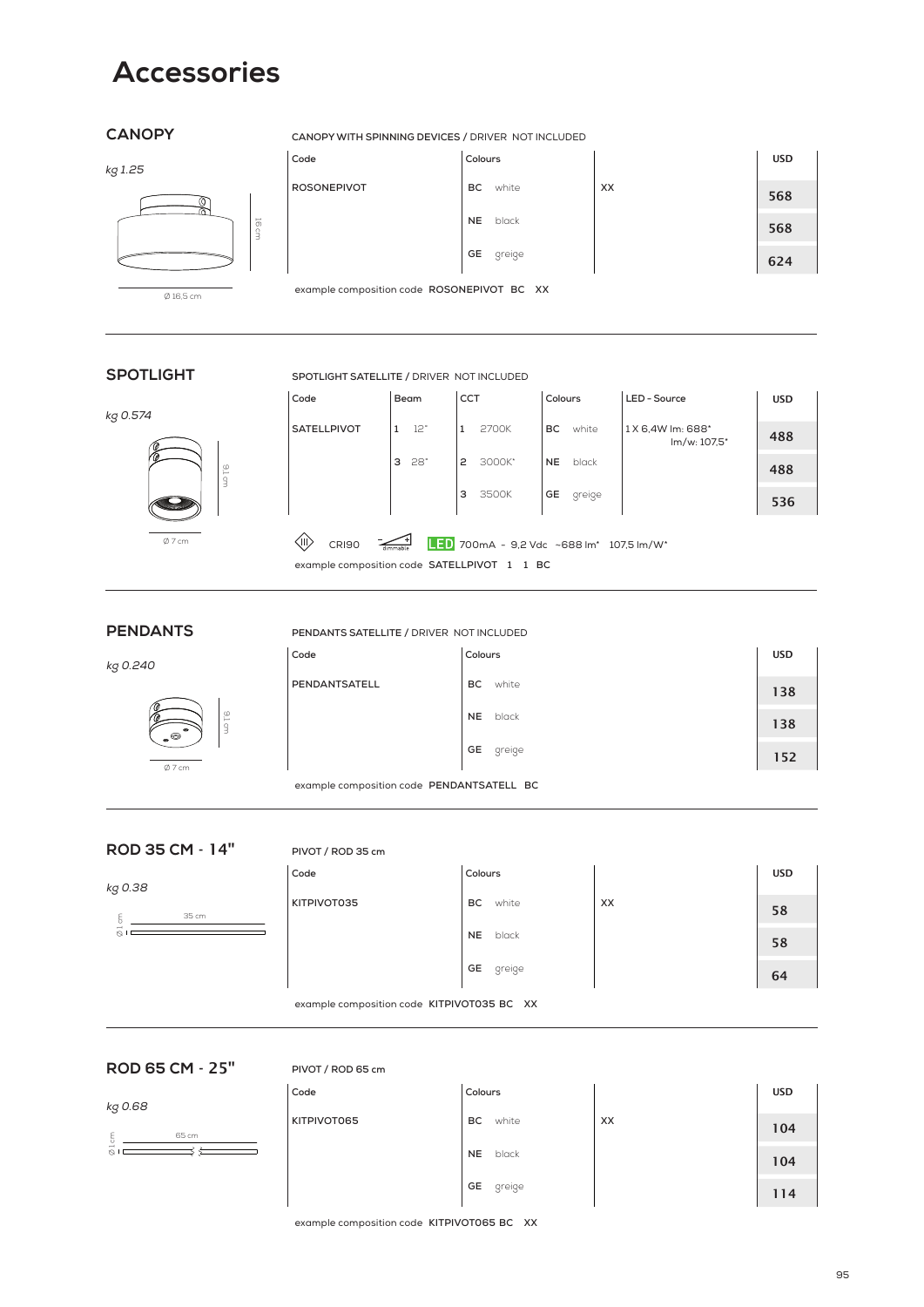# Accessories

## CANOPY

*kg 1.25*

16 cm

Ø 16,5 cm

**CANOPY WITH SPINNING DEVICES /** DRIVER NOT INCLUDED

| Code | Colours | | USD |
|---|---|---|---|
| ROSONEPIVOT | **BC** white | XX | **568** |
| | **NE** black | | **568** |
| | **GE** greige | | **624** |

example composition code **ROSONEPIVOT BC XX**

## SPOTLIGHT

*kg 0.574*

9,1 cm

Ø 7 cm

**SPOTLIGHT SATELLITE /** DRIVER NOT INCLUDED

| Code | Beam | CCT | Colours | LED - Source | USD |
|---|---|---|---|---|---|
| SATELLPIVOT | **1** 12° | **1** 2700K | **BC** white | 1 X 6,4W lm: 688* lm/w: 107,5* | **488** |
| | **3** 28° | **2** 3000K* | **NE** black | | **488** |
| | | **3** 3500K | **GE** greige | | **536** |

CRI90 dimmable LED 700mA - 9,2 Vdc ~688 lm* 107,5 lm/W*

example composition code **SATELLPIVOT 1 1 BC**

## PENDANTS

*kg 0.240*

9,1 cm

Ø 7 cm

**PENDANTS SATELLITE /** DRIVER NOT INCLUDED

| Code | Colours | USD |
|---|---|---|
| PENDANTSATELL | **BC** white | **138** |
| | **NE** black | **138** |
| | **GE** greige | **152** |

example composition code **PENDANTSATELL BC**

## ROD 35 CM - 14"

*kg 0.38*

Ø 1 cm 35 cm

**PIVOT / ROD 35 cm**

| Code | Colours | | USD |
|---|---|---|---|
| KITPIVOT035 | **BC** white | XX | **58** |
| | **NE** black | | **58** |
| | **GE** greige | | **64** |

example composition code **KITPIVOT035 BC XX**

## ROD 65 CM - 25"

*kg 0.68*

Ø 1 cm 65 cm

**PIVOT / ROD 65 cm**

| Code | Colours | | USD |
|---|---|---|---|
| KITPIVOT065 | **BC** white | XX | **104** |
| | **NE** black | | **104** |
| | **GE** greige | | **114** |

example composition code **KITPIVOT065 BC XX**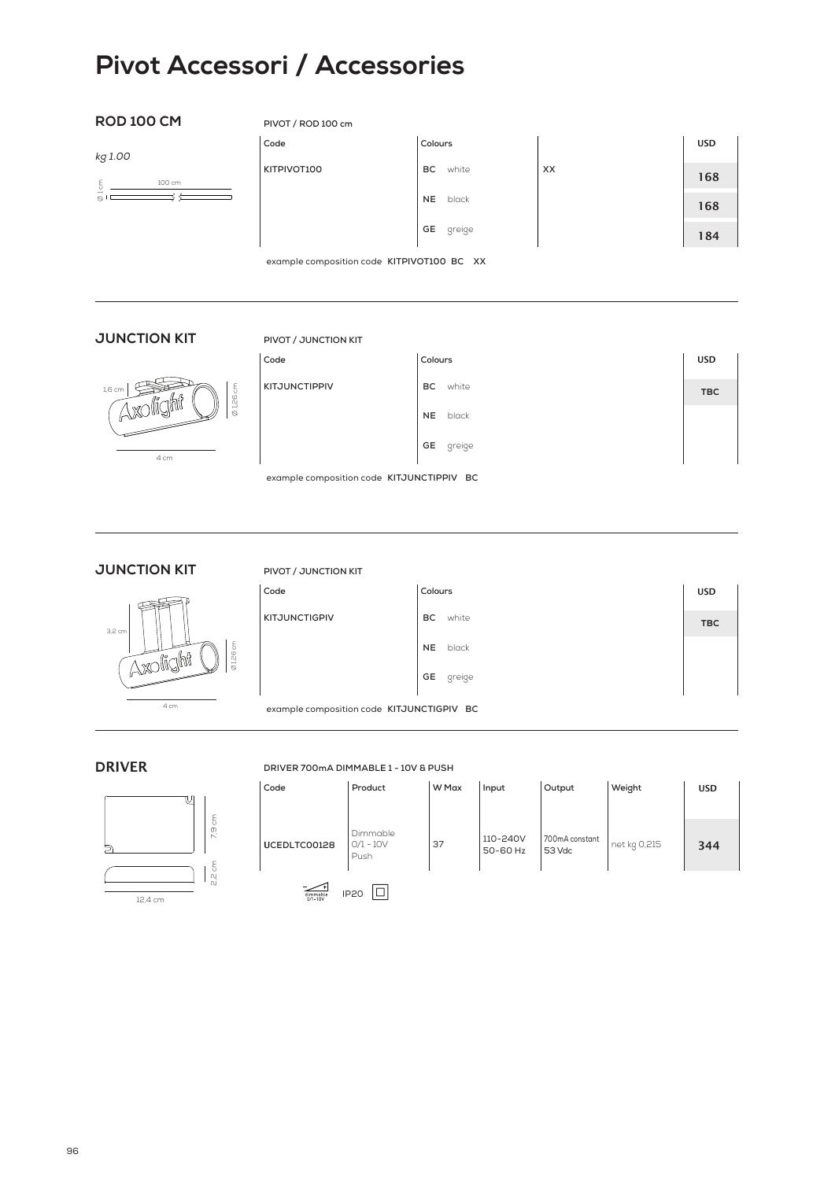# Pivot Accessori / Accessories

## ROD 100 CM

*kg 1.00*

100 cm

Ø 1 cm

PIVOT / ROD 100 cm

| Code | Colours | | | USD |
|---|---|---|---|---|
| KITPIVOT100 | BC | white | XX | 168 |
| | NE | black | | 168 |
| | GE | greige | | 184 |

example composition code **KITPIVOT100 BC XX**

## JUNCTION KIT

1,6 cm

Ø 1,26 cm

4 cm

PIVOT / JUNCTION KIT

| Code | Colours | | USD |
|---|---|---|---|
| KITJUNCTIPPIV | BC | white | TBC |
| | NE | black | |
| | GE | greige | |

example composition code **KITJUNCTIPPIV BC**

## JUNCTION KIT

3,2 cm

Ø 1,26 cm

4 cm

PIVOT / JUNCTION KIT

| Code | Colours | | USD |
|---|---|---|---|
| KITJUNCTIGPIV | BC | white | TBC |
| | NE | black | |
| | GE | greige | |

example composition code **KITJUNCTIGPIV BC**

## DRIVER

7,9 cm

2,2 cm

12,4 cm

DRIVER 700mA DIMMABLE 1 - 10V & PUSH

| Code | Product | W Max | Input | Output | Weight | USD |
|---|---|---|---|---|---|---|
| UCEDLTC00128 | Dimmable 0/1 - 10V Push | 37 | 110-240V 50-60 Hz | 700mA constant 53 Vdc | net kg 0,215 | 344 |

dimmable 0/1-10V IP20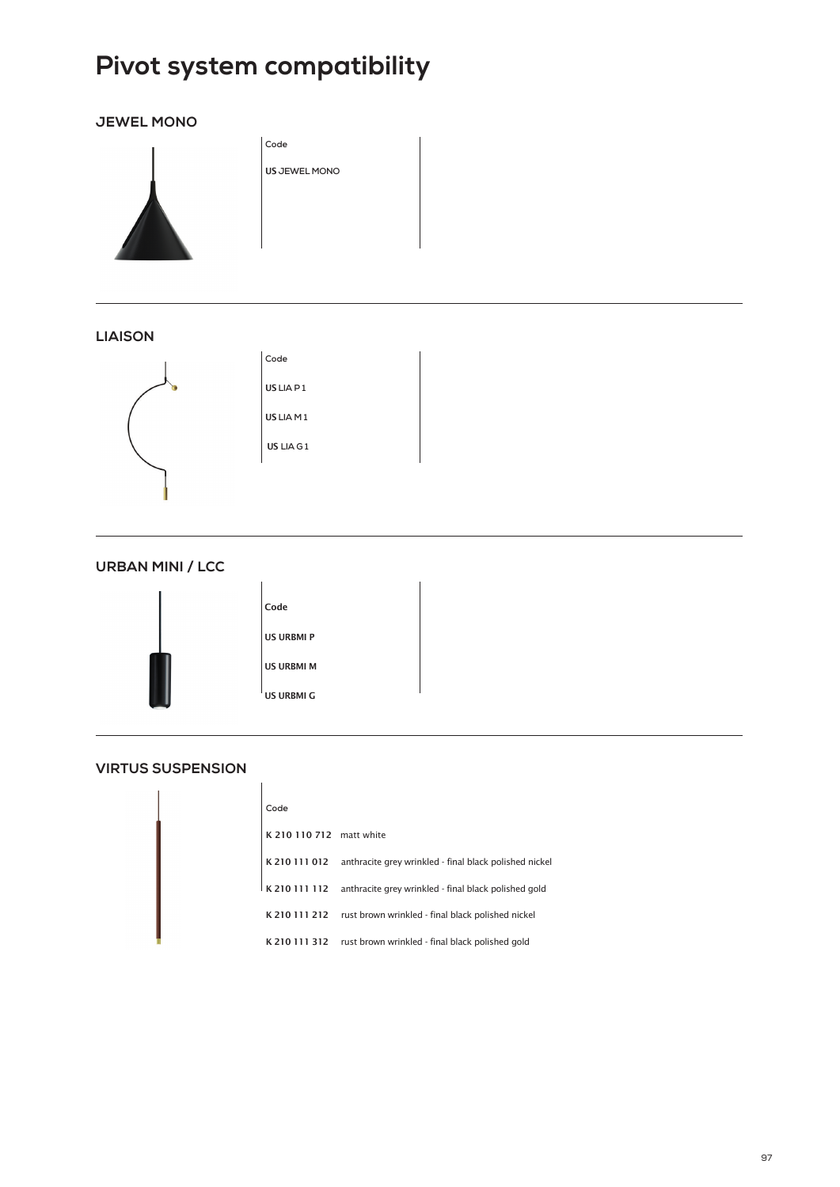# Pivot system compatibility

## JEWEL MONO

Code

US JEWEL MONO

## LIAISON

Code

US LIA P 1

US LIA M 1

US LIA G 1

## URBAN MINI / LCC

**Code**

**US URBMI P**

**US URBMI M**

**US URBMI G**

## VIRTUS SUSPENSION

| Code | |
|---|---|
| **K 210 110 712** | matt white |
| **K 210 111 012** | anthracite grey wrinkled - final black polished nickel |
| **K 210 111 112** | anthracite grey wrinkled - final black polished gold |
| **K 210 111 212** | rust brown wrinkled - final black polished nickel |
| **K 210 111 312** | rust brown wrinkled - final black polished gold |